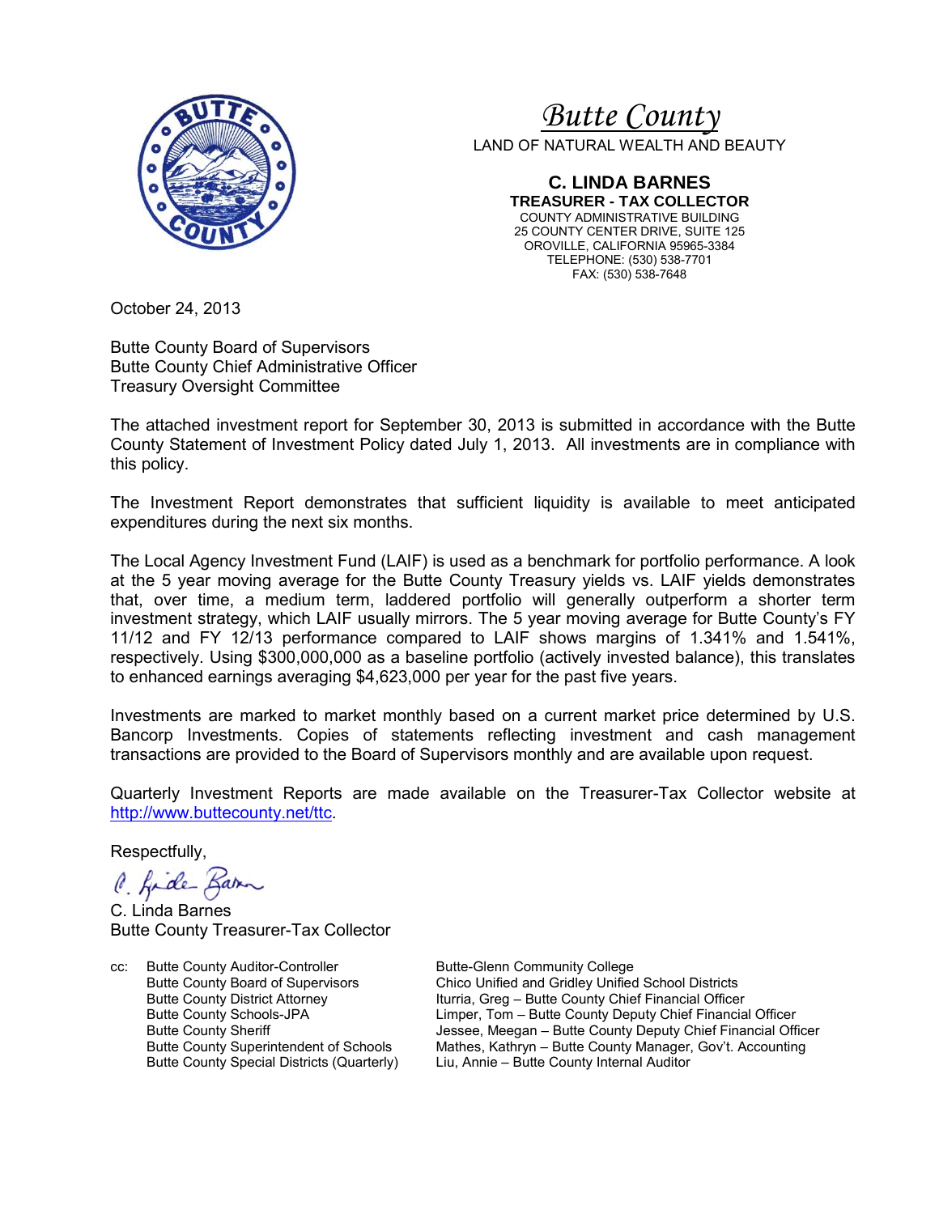# *Butte County*

LAND OF NATURAL WEALTH AND BEAUTY

**C. LINDA BARNES**
**TREASURER - TAX COLLECTOR**
COUNTY ADMINISTRATIVE BUILDING
25 COUNTY CENTER DRIVE, SUITE 125
OROVILLE, CALIFORNIA 95965-3384
TELEPHONE: (530) 538-7701
FAX: (530) 538-7648

October 24, 2013

Butte County Board of Supervisors
Butte County Chief Administrative Officer
Treasury Oversight Committee

The attached investment report for September 30, 2013 is submitted in accordance with the Butte County Statement of Investment Policy dated July 1, 2013. All investments are in compliance with this policy.

The Investment Report demonstrates that sufficient liquidity is available to meet anticipated expenditures during the next six months.

The Local Agency Investment Fund (LAIF) is used as a benchmark for portfolio performance. A look at the 5 year moving average for the Butte County Treasury yields vs. LAIF yields demonstrates that, over time, a medium term, laddered portfolio will generally outperform a shorter term investment strategy, which LAIF usually mirrors. The 5 year moving average for Butte County's FY 11/12 and FY 12/13 performance compared to LAIF shows margins of 1.341% and 1.541%, respectively. Using $300,000,000 as a baseline portfolio (actively invested balance), this translates to enhanced earnings averaging $4,623,000 per year for the past five years.

Investments are marked to market monthly based on a current market price determined by U.S. Bancorp Investments. Copies of statements reflecting investment and cash management transactions are provided to the Board of Supervisors monthly and are available upon request.

Quarterly Investment Reports are made available on the Treasurer-Tax Collector website at http://www.buttecounty.net/ttc.

Respectfully,

C. Linda Barnes
Butte County Treasurer-Tax Collector

cc:
Butte County Auditor-Controller
Butte County Board of Supervisors
Butte County District Attorney
Butte County Schools-JPA
Butte County Sheriff
Butte County Superintendent of Schools
Butte County Special Districts (Quarterly)
Butte-Glenn Community College
Chico Unified and Gridley Unified School Districts
Iturria, Greg – Butte County Chief Financial Officer
Limper, Tom – Butte County Deputy Chief Financial Officer
Jessee, Meegan – Butte County Deputy Chief Financial Officer
Mathes, Kathryn – Butte County Manager, Gov't. Accounting
Liu, Annie – Butte County Internal Auditor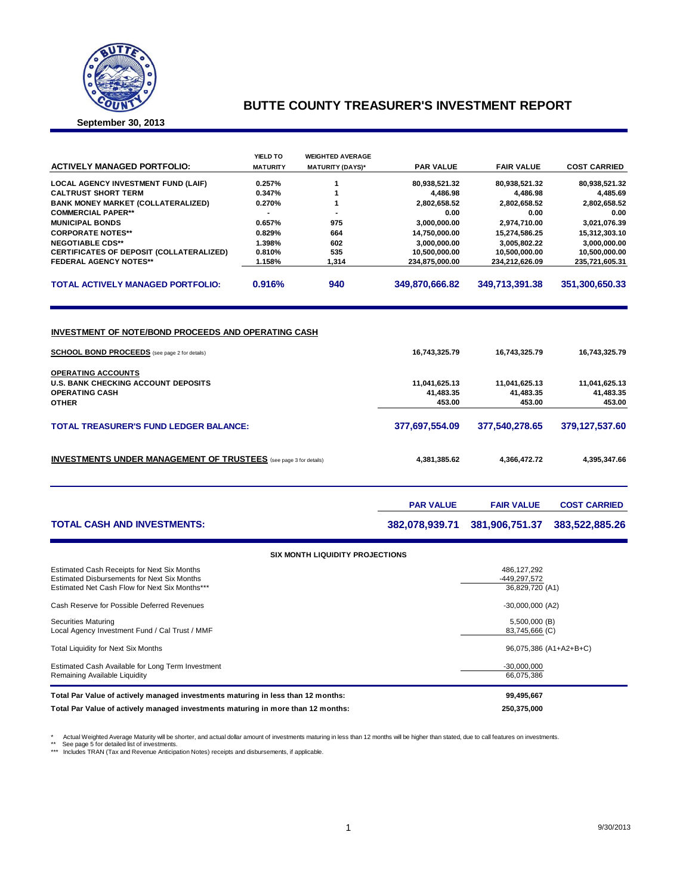# BUTTE COUNTY TREASURER'S INVESTMENT REPORT

**September 30, 2013**

| ACTIVELY MANAGED PORTFOLIO: | YIELD TO MATURITY | WEIGHTED AVERAGE MATURITY (DAYS)* | PAR VALUE | FAIR VALUE | COST CARRIED |
|---|---|---|---|---|---|
| LOCAL AGENCY INVESTMENT FUND (LAIF) | 0.257% | 1 | 80,938,521.32 | 80,938,521.32 | 80,938,521.32 |
| CALTRUST SHORT TERM | 0.347% | 1 | 4,486.98 | 4,486.98 | 4,485.69 |
| BANK MONEY MARKET (COLLATERALIZED) | 0.270% | 1 | 2,802,658.52 | 2,802,658.52 | 2,802,658.52 |
| COMMERCIAL PAPER** | - | - | 0.00 | 0.00 | 0.00 |
| MUNICIPAL BONDS | 0.657% | 975 | 3,000,000.00 | 2,974,710.00 | 3,021,076.39 |
| CORPORATE NOTES** | 0.829% | 664 | 14,750,000.00 | 15,274,586.25 | 15,312,303.10 |
| NEGOTIABLE CDS** | 1.398% | 602 | 3,000,000.00 | 3,005,802.22 | 3,000,000.00 |
| CERTIFICATES OF DEPOSIT (COLLATERALIZED) | 0.810% | 535 | 10,500,000.00 | 10,500,000.00 | 10,500,000.00 |
| FEDERAL AGENCY NOTES** | 1.158% | 1,314 | 234,875,000.00 | 234,212,626.09 | 235,721,605.31 |
| **TOTAL ACTIVELY MANAGED PORTFOLIO:** | **0.916%** | **940** | **349,870,666.82** | **349,713,391.38** | **351,300,650.33** |

## INVESTMENT OF NOTE/BOND PROCEEDS AND OPERATING CASH

| | PAR VALUE | FAIR VALUE | COST CARRIED |
|---|---|---|---|
| **SCHOOL BOND PROCEEDS** (see page 2 for details) | 16,743,325.79 | 16,743,325.79 | 16,743,325.79 |
| **OPERATING ACCOUNTS** | | | |
| U.S. BANK CHECKING ACCOUNT DEPOSITS | 11,041,625.13 | 11,041,625.13 | 11,041,625.13 |
| OPERATING CASH | 41,483.35 | 41,483.35 | 41,483.35 |
| OTHER | 453.00 | 453.00 | 453.00 |
| **TOTAL TREASURER'S FUND LEDGER BALANCE:** | **377,697,554.09** | **377,540,278.65** | **379,127,537.60** |
| **INVESTMENTS UNDER MANAGEMENT OF TRUSTEES** (see page 3 for details) | 4,381,385.62 | 4,366,472.72 | 4,395,347.66 |

| | PAR VALUE | FAIR VALUE | COST CARRIED |
|---|---|---|---|
| **TOTAL CASH AND INVESTMENTS:** | **382,078,939.71** | **381,906,751.37** | **383,522,885.26** |

### SIX MONTH LIQUIDITY PROJECTIONS

| | |
|---|---|
| Estimated Cash Receipts for Next Six Months | 486,127,292 |
| Estimated Disbursements for Next Six Months | -449,297,572 |
| Estimated Net Cash Flow for Next Six Months*** | 36,829,720 (A1) |
| Cash Reserve for Possible Deferred Revenues | -30,000,000 (A2) |
| Securities Maturing | 5,500,000 (B) |
| Local Agency Investment Fund / Cal Trust / MMF | 83,745,666 (C) |
| Total Liquidity for Next Six Months | 96,075,386 (A1+A2+B+C) |
| Estimated Cash Available for Long Term Investment | -30,000,000 |
| Remaining Available Liquidity | 66,075,386 |
| **Total Par Value of actively managed investments maturing in less than 12 months:** | **99,495,667** |
| **Total Par Value of actively managed investments maturing in more than 12 months:** | **250,375,000** |

\* Actual Weighted Average Maturity will be shorter, and actual dollar amount of investments maturing in less than 12 months will be higher than stated, due to call features on investments.
** See page 5 for detailed list of investments.
*** Includes TRAN (Tax and Revenue Anticipation Notes) receipts and disbursements, if applicable.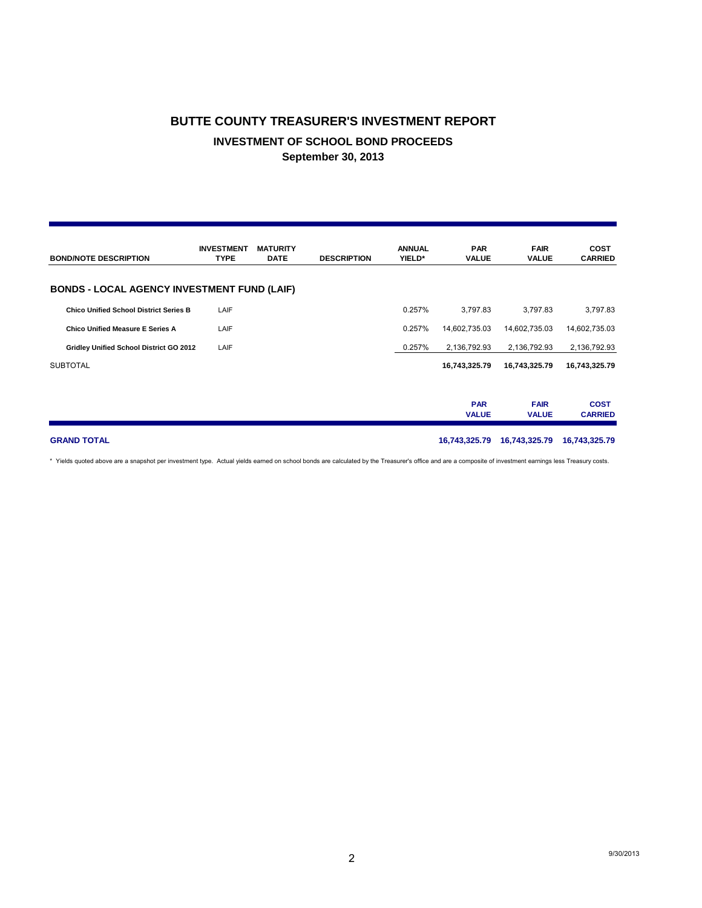# BUTTE COUNTY TREASURER'S INVESTMENT REPORT

## INVESTMENT OF SCHOOL BOND PROCEEDS

### September 30, 2013

| BOND/NOTE DESCRIPTION | INVESTMENT TYPE | MATURITY DATE | DESCRIPTION | ANNUAL YIELD* | PAR VALUE | FAIR VALUE | COST CARRIED |
|---|---|---|---|---|---|---|---|
| **BONDS - LOCAL AGENCY INVESTMENT FUND (LAIF)** | | | | | | | |
| **Chico Unified School District Series B** | LAIF | | | 0.257% | 3,797.83 | 3,797.83 | 3,797.83 |
| **Chico Unified Measure E Series A** | LAIF | | | 0.257% | 14,602,735.03 | 14,602,735.03 | 14,602,735.03 |
| **Gridley Unified School District GO 2012** | LAIF | | | 0.257% | 2,136,792.93 | 2,136,792.93 | 2,136,792.93 |
| SUBTOTAL | | | | | **16,743,325.79** | **16,743,325.79** | **16,743,325.79** |
| | | | | | **PAR VALUE** | **FAIR VALUE** | **COST CARRIED** |
| **GRAND TOTAL** | | | | | **16,743,325.79** | **16,743,325.79** | **16,743,325.79** |

\* Yields quoted above are a snapshot per investment type. Actual yields earned on school bonds are calculated by the Treasurer's office and are a composite of investment earnings less Treasury costs.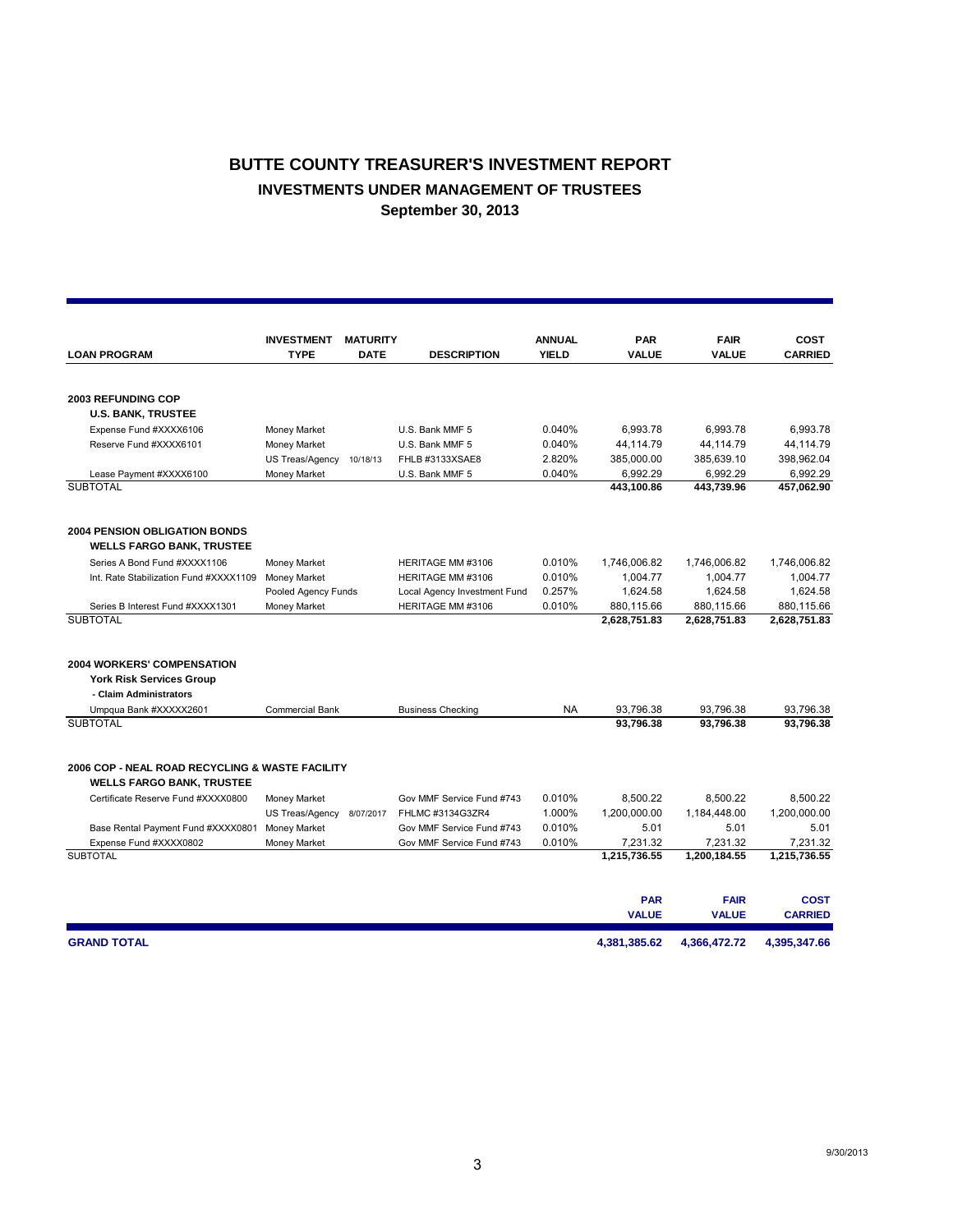# BUTTE COUNTY TREASURER'S INVESTMENT REPORT

## INVESTMENTS UNDER MANAGEMENT OF TRUSTEES

### September 30, 2013

| LOAN PROGRAM | INVESTMENT TYPE | MATURITY DATE | DESCRIPTION | ANNUAL YIELD | PAR VALUE | FAIR VALUE | COST CARRIED |
|---|---|---|---|---|---|---|---|
| **2003 REFUNDING COP** | | | | | | | |
| **U.S. BANK, TRUSTEE** | | | | | | | |
| Expense Fund #XXXX6106 | Money Market | | U.S. Bank MMF 5 | 0.040% | 6,993.78 | 6,993.78 | 6,993.78 |
| Reserve Fund #XXXX6101 | Money Market | | U.S. Bank MMF 5 | 0.040% | 44,114.79 | 44,114.79 | 44,114.79 |
| | US Treas/Agency | 10/18/13 | FHLB #3133XSAE8 | 2.820% | 385,000.00 | 385,639.10 | 398,962.04 |
| Lease Payment #XXXX6100 | Money Market | | U.S. Bank MMF 5 | 0.040% | 6,992.29 | 6,992.29 | 6,992.29 |
| SUBTOTAL | | | | | **443,100.86** | **443,739.96** | **457,062.90** |
| **2004 PENSION OBLIGATION BONDS** | | | | | | | |
| **WELLS FARGO BANK, TRUSTEE** | | | | | | | |
| Series A Bond Fund #XXXX1106 | Money Market | | HERITAGE MM #3106 | 0.010% | 1,746,006.82 | 1,746,006.82 | 1,746,006.82 |
| Int. Rate Stabilization Fund #XXXX1109 | Money Market | | HERITAGE MM #3106 | 0.010% | 1,004.77 | 1,004.77 | 1,004.77 |
| | Pooled Agency Funds | | Local Agency Investment Fund | 0.257% | 1,624.58 | 1,624.58 | 1,624.58 |
| Series B Interest Fund #XXXX1301 | Money Market | | HERITAGE MM #3106 | 0.010% | 880,115.66 | 880,115.66 | 880,115.66 |
| SUBTOTAL | | | | | **2,628,751.83** | **2,628,751.83** | **2,628,751.83** |
| **2004 WORKERS' COMPENSATION** | | | | | | | |
| **York Risk Services Group** | | | | | | | |
| **- Claim Administrators** | | | | | | | |
| Umpqua Bank #XXXXX2601 | Commercial Bank | | Business Checking | NA | 93,796.38 | 93,796.38 | 93,796.38 |
| SUBTOTAL | | | | | **93,796.38** | **93,796.38** | **93,796.38** |
| **2006 COP - NEAL ROAD RECYCLING & WASTE FACILITY** | | | | | | | |
| **WELLS FARGO BANK, TRUSTEE** | | | | | | | |
| Certificate Reserve Fund #XXXX0800 | Money Market | | Gov MMF Service Fund #743 | 0.010% | 8,500.22 | 8,500.22 | 8,500.22 |
| | US Treas/Agency | 8/07/2017 | FHLMC #3134G3ZR4 | 1.000% | 1,200,000.00 | 1,184,448.00 | 1,200,000.00 |
| Base Rental Payment Fund #XXXX0801 | Money Market | | Gov MMF Service Fund #743 | 0.010% | 5.01 | 5.01 | 5.01 |
| Expense Fund #XXXX0802 | Money Market | | Gov MMF Service Fund #743 | 0.010% | 7,231.32 | 7,231.32 | 7,231.32 |
| SUBTOTAL | | | | | **1,215,736.55** | **1,200,184.55** | **1,215,736.55** |

| | PAR VALUE | FAIR VALUE | COST CARRIED |
|---|---|---|---|
| **GRAND TOTAL** | **4,381,385.62** | **4,366,472.72** | **4,395,347.66** |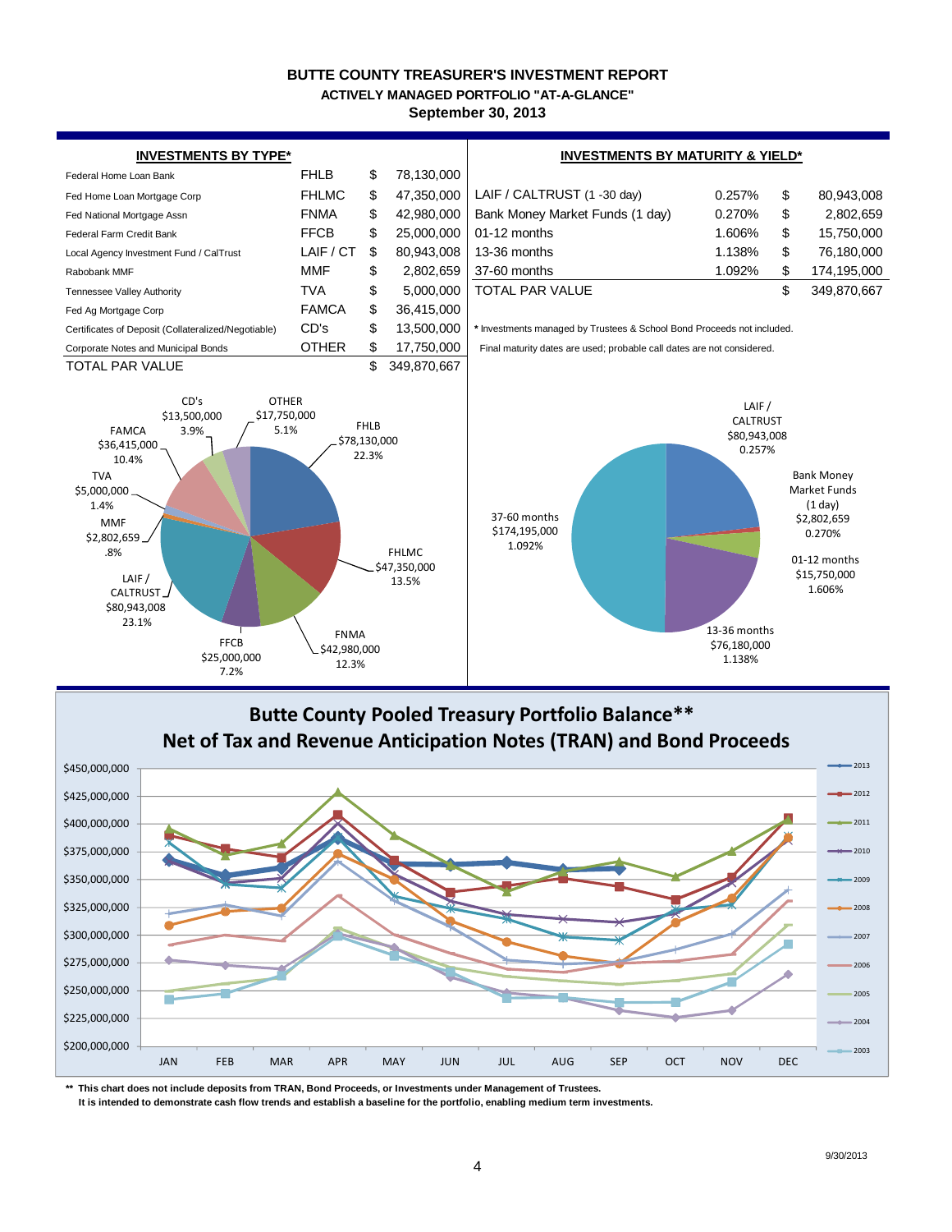# BUTTE COUNTY TREASURER'S INVESTMENT REPORT

## ACTIVELY MANAGED PORTFOLIO "AT-A-GLANCE"

**September 30, 2013**

### INVESTMENTS BY TYPE*

| Type | Abbrev. | | Amount |
|---|---|---|---|
| Federal Home Loan Bank | FHLB | $ | 78,130,000 |
| Fed Home Loan Mortgage Corp | FHLMC | $ | 47,350,000 |
| Fed National Mortgage Assn | FNMA | $ | 42,980,000 |
| Federal Farm Credit Bank | FFCB | $ | 25,000,000 |
| Local Agency Investment Fund / CalTrust | LAIF / CT | $ | 80,943,008 |
| Rabobank MMF | MMF | $ | 2,802,659 |
| Tennessee Valley Authority | TVA | $ | 5,000,000 |
| Fed Ag Mortgage Corp | FAMCA | $ | 36,415,000 |
| Certificates of Deposit (Collateralized/Negotiable) | CD's | $ | 13,500,000 |
| Corporate Notes and Municipal Bonds | OTHER | $ | 17,750,000 |
| TOTAL PAR VALUE | | $ | 349,870,667 |

### INVESTMENTS BY MATURITY & YIELD*

| Maturity | Yield | | Amount |
|---|---|---|---|
| LAIF / CALTRUST (1 -30 day) | 0.257% | $ | 80,943,008 |
| Bank Money Market Funds (1 day) | 0.270% | $ | 2,802,659 |
| 01-12 months | 1.606% | $ | 15,750,000 |
| 13-36 months | 1.138% | $ | 76,180,000 |
| 37-60 months | 1.092% | $ | 174,195,000 |
| TOTAL PAR VALUE | | $ | 349,870,667 |

* Investments managed by Trustees & School Bond Proceeds not included.

Final maturity dates are used; probable call dates are not considered.

FHLB $78,130,000 22.3%; FHLMC $47,350,000 13.5%; FNMA $42,980,000 12.3%; FFCB $25,000,000 7.2%; LAIF / CALTRUST $80,943,008 23.1%; MMF $2,802,659 .8%; TVA $5,000,000 1.4%; FAMCA $36,415,000 10.4%; CD's $13,500,000 3.9%; OTHER $17,750,000 5.1%

LAIF / CALTRUST $80,943,008 0.257%; Bank Money Market Funds (1 day) $2,802,659 0.270%; 01-12 months $15,750,000 1.606%; 13-36 months $76,180,000 1.138%; 37-60 months $174,195,000 1.092%

## Butte County Pooled Treasury Portfolio Balance**
## Net of Tax and Revenue Anticipation Notes (TRAN) and Bond Proceeds

** This chart does not include deposits from TRAN, Bond Proceeds, or Investments under Management of Trustees.
It is intended to demonstrate cash flow trends and establish a baseline for the portfolio, enabling medium term investments.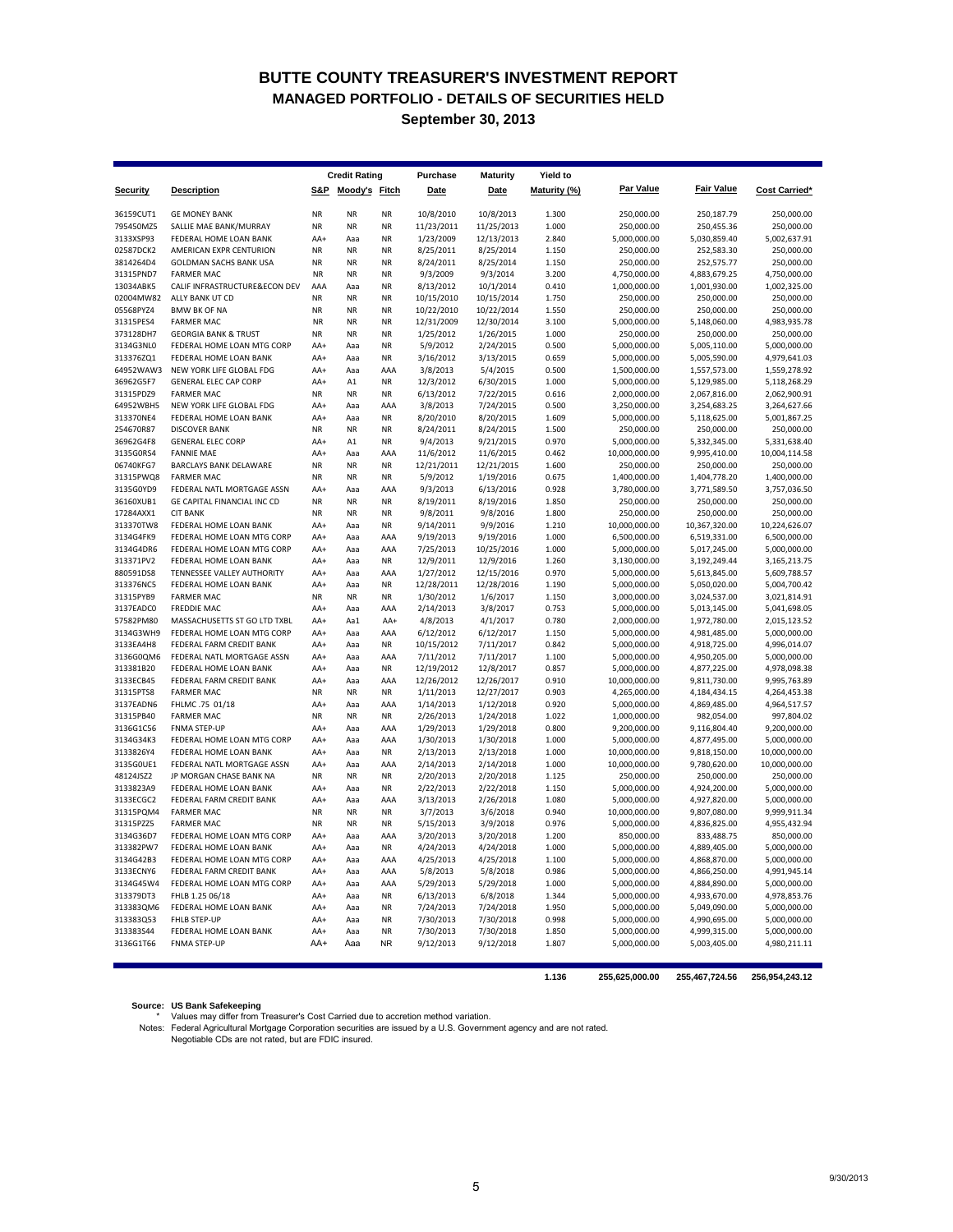# BUTTE COUNTY TREASURER'S INVESTMENT REPORT

## MANAGED PORTFOLIO - DETAILS OF SECURITIES HELD

### September 30, 2013

| Security | Description | Credit Rating S&P | Moody's | Fitch | Purchase Date | Maturity Date | Yield to Maturity (%) | Par Value | Fair Value | Cost Carried* |
|---|---|---|---|---|---|---|---|---|---|---|
| 36159CUT1 | GE MONEY BANK | NR | NR | NR | 10/8/2010 | 10/8/2013 | 1.300 | 250,000.00 | 250,187.79 | 250,000.00 |
| 795450MZ5 | SALLIE MAE BANK/MURRAY | NR | NR | NR | 11/23/2011 | 11/25/2013 | 1.000 | 250,000.00 | 250,455.36 | 250,000.00 |
| 3133XSP93 | FEDERAL HOME LOAN BANK | AA+ | Aaa | NR | 1/23/2009 | 12/13/2013 | 2.840 | 5,000,000.00 | 5,030,859.40 | 5,002,637.91 |
| 02587DCK2 | AMERICAN EXPR CENTURION | NR | NR | NR | 8/25/2011 | 8/25/2014 | 1.150 | 250,000.00 | 252,583.30 | 250,000.00 |
| 3814264D4 | GOLDMAN SACHS BANK USA | NR | NR | NR | 8/24/2011 | 8/25/2014 | 1.150 | 250,000.00 | 252,575.77 | 250,000.00 |
| 31315PND7 | FARMER MAC | NR | NR | NR | 9/3/2009 | 9/3/2014 | 3.200 | 4,750,000.00 | 4,883,679.25 | 4,750,000.00 |
| 13034ABK5 | CALIF INFRASTRUCTURE&ECON DEV | AAA | Aaa | NR | 8/13/2012 | 10/1/2014 | 0.410 | 1,000,000.00 | 1,001,930.00 | 1,002,325.00 |
| 02004MW82 | ALLY BANK UT CD | NR | NR | NR | 10/15/2010 | 10/15/2014 | 1.750 | 250,000.00 | 250,000.00 | 250,000.00 |
| 05568PYZ4 | BMW BK OF NA | NR | NR | NR | 10/22/2010 | 10/22/2014 | 1.550 | 250,000.00 | 250,000.00 | 250,000.00 |
| 31315PES4 | FARMER MAC | NR | NR | NR | 12/31/2009 | 12/30/2014 | 3.100 | 5,000,000.00 | 5,148,060.00 | 4,983,935.78 |
| 373128DH7 | GEORGIA BANK & TRUST | NR | NR | NR | 1/25/2012 | 1/26/2015 | 1.000 | 250,000.00 | 250,000.00 | 250,000.00 |
| 3134G3NL0 | FEDERAL HOME LOAN MTG CORP | AA+ | Aaa | NR | 5/9/2012 | 2/24/2015 | 0.500 | 5,000,000.00 | 5,005,110.00 | 5,000,000.00 |
| 313376ZQ1 | FEDERAL HOME LOAN BANK | AA+ | Aaa | NR | 3/16/2012 | 3/13/2015 | 0.659 | 5,000,000.00 | 5,005,590.00 | 4,979,641.03 |
| 64952WAW3 | NEW YORK LIFE GLOBAL FDG | AA+ | Aaa | AAA | 3/8/2013 | 5/4/2015 | 0.500 | 1,500,000.00 | 1,557,573.00 | 1,559,278.92 |
| 36962G5F7 | GENERAL ELEC CAP CORP | AA+ | A1 | NR | 12/3/2012 | 6/30/2015 | 1.000 | 5,000,000.00 | 5,129,985.00 | 5,118,268.29 |
| 31315PDZ9 | FARMER MAC | NR | NR | NR | 6/13/2012 | 7/22/2015 | 0.616 | 2,000,000.00 | 2,067,816.00 | 2,062,900.91 |
| 64952WBH5 | NEW YORK LIFE GLOBAL FDG | AA+ | Aaa | AAA | 3/8/2013 | 7/24/2015 | 0.500 | 3,250,000.00 | 3,254,683.25 | 3,264,627.66 |
| 313370NE4 | FEDERAL HOME LOAN BANK | AA+ | Aaa | NR | 8/20/2010 | 8/20/2015 | 1.609 | 5,000,000.00 | 5,118,625.00 | 5,001,867.25 |
| 254670R87 | DISCOVER BANK | NR | NR | NR | 8/24/2011 | 8/24/2015 | 1.500 | 250,000.00 | 250,000.00 | 250,000.00 |
| 36962G4F8 | GENERAL ELEC CORP | AA+ | A1 | NR | 9/4/2013 | 9/21/2015 | 0.970 | 5,000,000.00 | 5,332,345.00 | 5,331,638.40 |
| 3135G0RS4 | FANNIE MAE | AA+ | Aaa | AAA | 11/6/2012 | 11/6/2015 | 0.462 | 10,000,000.00 | 9,995,410.00 | 10,004,114.58 |
| 06740KFG7 | BARCLAYS BANK DELAWARE | NR | NR | NR | 12/21/2011 | 12/21/2015 | 1.600 | 250,000.00 | 250,000.00 | 250,000.00 |
| 31315PWQ8 | FARMER MAC | NR | NR | NR | 5/9/2012 | 1/19/2016 | 0.675 | 1,400,000.00 | 1,404,778.20 | 1,400,000.00 |
| 3135G0YD9 | FEDERAL NATL MORTGAGE ASSN | AA+ | Aaa | AAA | 9/3/2013 | 6/13/2016 | 0.928 | 3,780,000.00 | 3,771,589.50 | 3,757,036.50 |
| 36160XUB1 | GE CAPITAL FINANCIAL INC CD | NR | NR | NR | 8/19/2011 | 8/19/2016 | 1.850 | 250,000.00 | 250,000.00 | 250,000.00 |
| 17284AXX1 | CIT BANK | NR | NR | NR | 9/8/2011 | 9/8/2016 | 1.800 | 250,000.00 | 250,000.00 | 250,000.00 |
| 313370TW8 | FEDERAL HOME LOAN BANK | AA+ | Aaa | NR | 9/14/2011 | 9/9/2016 | 1.210 | 10,000,000.00 | 10,367,320.00 | 10,224,626.07 |
| 3134G4FK9 | FEDERAL HOME LOAN MTG CORP | AA+ | Aaa | AAA | 9/19/2013 | 9/19/2016 | 1.000 | 6,500,000.00 | 6,519,331.00 | 6,500,000.00 |
| 3134G4DR6 | FEDERAL HOME LOAN MTG CORP | AA+ | Aaa | AAA | 7/25/2013 | 10/25/2016 | 1.000 | 5,000,000.00 | 5,017,245.00 | 5,000,000.00 |
| 313371PV2 | FEDERAL HOME LOAN BANK | AA+ | Aaa | NR | 1/11/2013 | 12/9/2016 | 1.260 | 3,130,000.00 | 3,192,249.44 | 3,165,213.75 |
| 880591DS8 | TENNESSEE VALLEY AUTHORITY | AA+ | Aaa | AAA | 1/27/2012 | 12/15/2016 | 0.970 | 5,000,000.00 | 5,613,845.00 | 5,609,788.57 |
| 313376NC5 | FEDERAL HOME LOAN BANK | AA+ | Aaa | NR | 12/28/2011 | 12/28/2016 | 1.190 | 5,000,000.00 | 5,050,020.00 | 5,004,700.42 |
| 31315PYB9 | FARMER MAC | NR | NR | NR | 1/30/2012 | 1/6/2017 | 1.150 | 3,000,000.00 | 3,024,537.00 | 3,021,814.91 |
| 3137EADC0 | FREDDIE MAC | AA+ | Aaa | AAA | 2/14/2013 | 3/8/2017 | 0.753 | 5,000,000.00 | 5,013,145.00 | 5,041,698.05 |
| 57582PM80 | MASSACHUSETTS ST GO LTD TXBL | AA+ | Aa1 | AA+ | 4/8/2013 | 4/1/2017 | 0.780 | 2,000,000.00 | 1,972,780.00 | 2,015,123.52 |
| 3134G3WH9 | FEDERAL HOME LOAN MTG CORP | AA+ | Aaa | AAA | 6/12/2012 | 6/12/2017 | 1.150 | 5,000,000.00 | 4,981,485.00 | 5,000,000.00 |
| 3133EA4H8 | FEDERAL FARM CREDIT BANK | AA+ | Aaa | NR | 10/15/2012 | 7/11/2017 | 0.842 | 5,000,000.00 | 4,918,725.00 | 4,996,014.07 |
| 3136G0QM6 | FEDERAL NATL MORTGAGE ASSN | AA+ | Aaa | AAA | 7/11/2012 | 7/11/2017 | 1.100 | 5,000,000.00 | 4,950,205.00 | 5,000,000.00 |
| 313381B20 | FEDERAL HOME LOAN BANK | AA+ | Aaa | NR | 12/19/2012 | 12/8/2017 | 0.857 | 5,000,000.00 | 4,877,225.00 | 4,978,098.38 |
| 3133ECB45 | FEDERAL FARM CREDIT BANK | AA+ | Aaa | AAA | 12/26/2012 | 12/26/2017 | 0.910 | 10,000,000.00 | 9,811,730.00 | 9,995,763.89 |
| 31315PTS8 | FARMER MAC | NR | NR | NR | 1/11/2013 | 12/27/2017 | 0.903 | 4,265,000.00 | 4,184,434.15 | 4,264,453.38 |
| 3137EADN6 | FHLMC .75 01/18 | AA+ | Aaa | AAA | 1/14/2013 | 1/12/2018 | 0.920 | 5,000,000.00 | 4,869,485.00 | 4,964,517.57 |
| 31315PB40 | FARMER MAC | NR | NR | NR | 2/26/2013 | 1/24/2018 | 1.022 | 1,000,000.00 | 982,054.00 | 997,804.02 |
| 3136G1C56 | FNMA STEP-UP | AA+ | Aaa | AAA | 1/29/2013 | 1/29/2018 | 0.800 | 9,200,000.00 | 9,116,804.40 | 9,200,000.00 |
| 3134G34K3 | FEDERAL HOME LOAN MTG CORP | AA+ | Aaa | AAA | 1/30/2013 | 1/30/2018 | 1.000 | 5,000,000.00 | 4,877,495.00 | 5,000,000.00 |
| 3133826Y4 | FEDERAL HOME LOAN BANK | AA+ | Aaa | NR | 2/13/2013 | 2/13/2018 | 1.000 | 10,000,000.00 | 9,818,150.00 | 10,000,000.00 |
| 3135G0UE1 | FEDERAL NATL MORTGAGE ASSN | AA+ | Aaa | AAA | 2/14/2013 | 2/14/2018 | 1.000 | 10,000,000.00 | 9,780,620.00 | 10,000,000.00 |
| 48124JSZ2 | JP MORGAN CHASE BANK NA | NR | NR | NR | 2/20/2013 | 2/20/2018 | 1.125 | 250,000.00 | 250,000.00 | 250,000.00 |
| 3133823A9 | FEDERAL HOME LOAN BANK | AA+ | Aaa | NR | 2/22/2013 | 2/22/2018 | 1.150 | 5,000,000.00 | 4,924,200.00 | 5,000,000.00 |
| 3133ECGC2 | FEDERAL FARM CREDIT BANK | AA+ | Aaa | AAA | 3/13/2013 | 2/26/2018 | 1.080 | 5,000,000.00 | 4,927,820.00 | 5,000,000.00 |
| 31315PQM4 | FARMER MAC | NR | NR | NR | 3/7/2013 | 3/6/2018 | 0.940 | 10,000,000.00 | 9,807,080.00 | 9,999,911.34 |
| 31315PZZ5 | FARMER MAC | NR | NR | NR | 5/15/2013 | 3/9/2018 | 0.976 | 5,000,000.00 | 4,836,825.00 | 4,955,432.94 |
| 3134G36D7 | FEDERAL HOME LOAN MTG CORP | AA+ | Aaa | AAA | 3/20/2013 | 3/20/2018 | 1.200 | 850,000.00 | 833,488.75 | 850,000.00 |
| 313382PW7 | FEDERAL HOME LOAN BANK | AA+ | Aaa | NR | 4/24/2013 | 4/24/2018 | 1.000 | 5,000,000.00 | 4,889,405.00 | 5,000,000.00 |
| 3134G42B3 | FEDERAL HOME LOAN MTG CORP | AA+ | Aaa | AAA | 4/25/2013 | 4/25/2018 | 1.100 | 5,000,000.00 | 4,868,870.00 | 5,000,000.00 |
| 3133ECNY6 | FEDERAL FARM CREDIT BANK | AA+ | Aaa | AAA | 5/8/2013 | 5/8/2018 | 0.986 | 5,000,000.00 | 4,866,250.00 | 4,991,945.14 |
| 3134G45W4 | FEDERAL HOME LOAN MTG CORP | AA+ | Aaa | AAA | 5/29/2013 | 5/29/2018 | 1.000 | 5,000,000.00 | 4,884,890.00 | 5,000,000.00 |
| 313379DT3 | FHLB 1.25 06/18 | AA+ | Aaa | NR | 6/13/2013 | 6/8/2018 | 1.344 | 5,000,000.00 | 4,933,670.00 | 4,978,853.76 |
| 313383QM6 | FEDERAL HOME LOAN BANK | AA+ | Aaa | NR | 7/24/2013 | 7/24/2018 | 1.950 | 5,000,000.00 | 5,049,090.00 | 5,000,000.00 |
| 313383QS3 | FHLB STEP-UP | AA+ | Aaa | NR | 7/30/2013 | 7/30/2018 | 0.998 | 5,000,000.00 | 4,990,695.00 | 5,000,000.00 |
| 313383S44 | FEDERAL HOME LOAN BANK | AA+ | Aaa | NR | 7/30/2013 | 7/30/2018 | 1.850 | 5,000,000.00 | 4,999,315.00 | 5,000,000.00 |
| 3136G1T66 | FNMA STEP-UP | AA+ | Aaa | NR | 9/12/2013 | 9/12/2018 | 1.807 | 5,000,000.00 | 5,003,405.00 | 4,980,211.11 |
| | | | | | | | 1.136 | 255,625,000.00 | 255,467,724.56 | 256,954,243.12 |

**Source: US Bank Safekeeping**

\* Values may differ from Treasurer's Cost Carried due to accretion method variation.

Notes: Federal Agricultural Mortgage Corporation securities are issued by a U.S. Government agency and are not rated.
Negotiable CDs are not rated, but are FDIC insured.